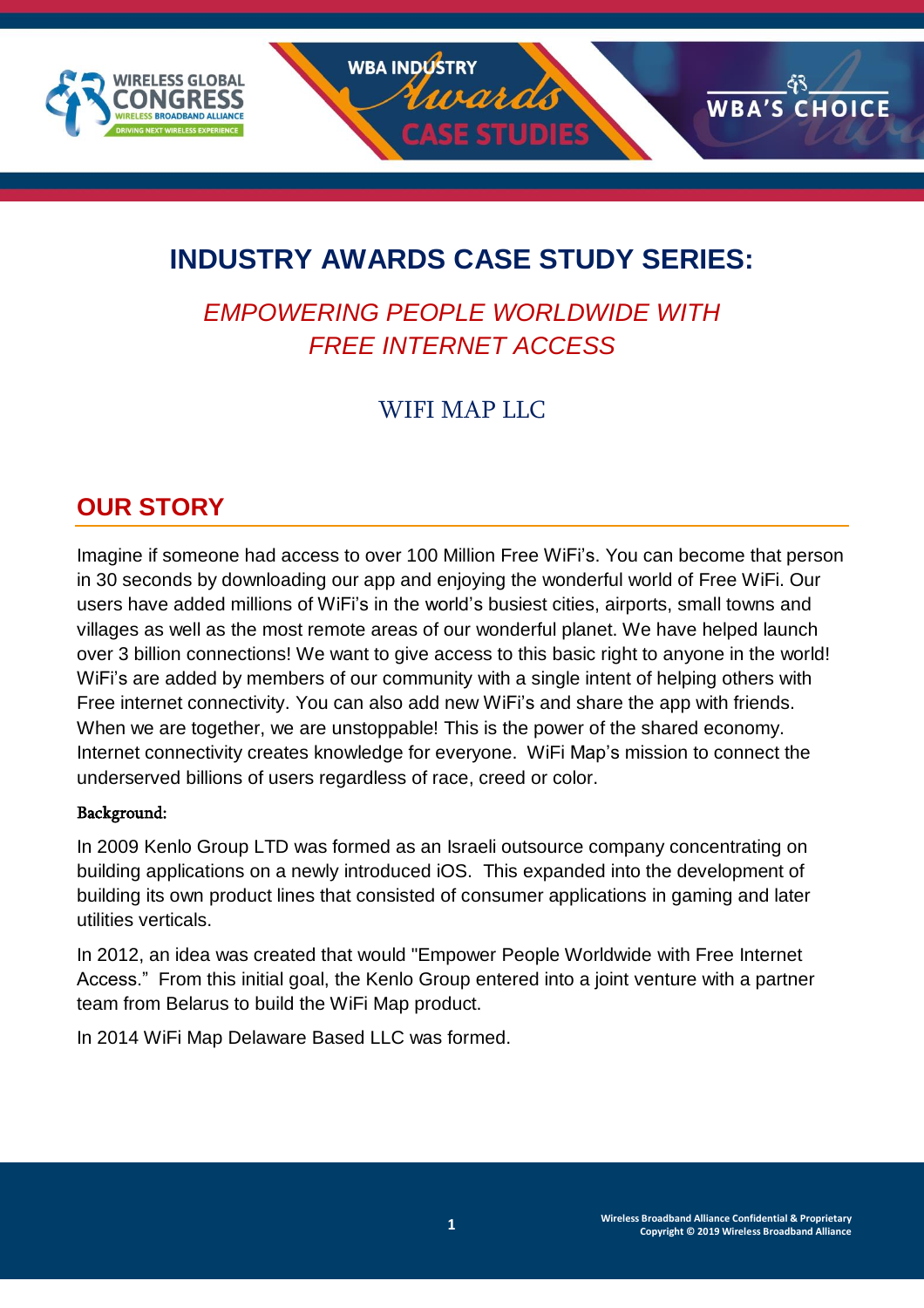# INDUSTRY AWARDS CASE STUDY SERIES:

## *EMPOWERING PEOPLE WORLDWIDE WITH FREE INTERNET ACCESS*

WIFI MAP LLC

## OUR STORY

Imagine if someone had access to over 100 Million Free WiFi's. You can become that person in 30 seconds by downloading our app and enjoying the wonderful world of Free WiFi. Our users have added millions of WiFi's in the world's busiest cities, airports, small towns and villages as well as the most remote areas of our wonderful planet. We have helped launch over 3 billion connections! We want to give access to this basic right to anyone in the world! WiFi's are added by members of our community with a single intent of helping others with Free internet connectivity. You can also add new WiFi's and share the app with friends. When we are together, we are unstoppable! This is the power of the shared economy. Internet connectivity creates knowledge for everyone. WiFi Map's mission to connect the underserved billions of users regardless of race, creed or color.

**Background:**

In 2009 Kenlo Group LTD was formed as an Israeli outsource company concentrating on building applications on a newly introduced iOS. This expanded into the development of building its own product lines that consisted of consumer applications in gaming and later utilities verticals.

In 2012, an idea was created that would "Empower People Worldwide with Free Internet Access." From this initial goal, the Kenlo Group entered into a joint venture with a partner team from Belarus to build the WiFi Map product.

In 2014 WiFi Map Delaware Based LLC was formed.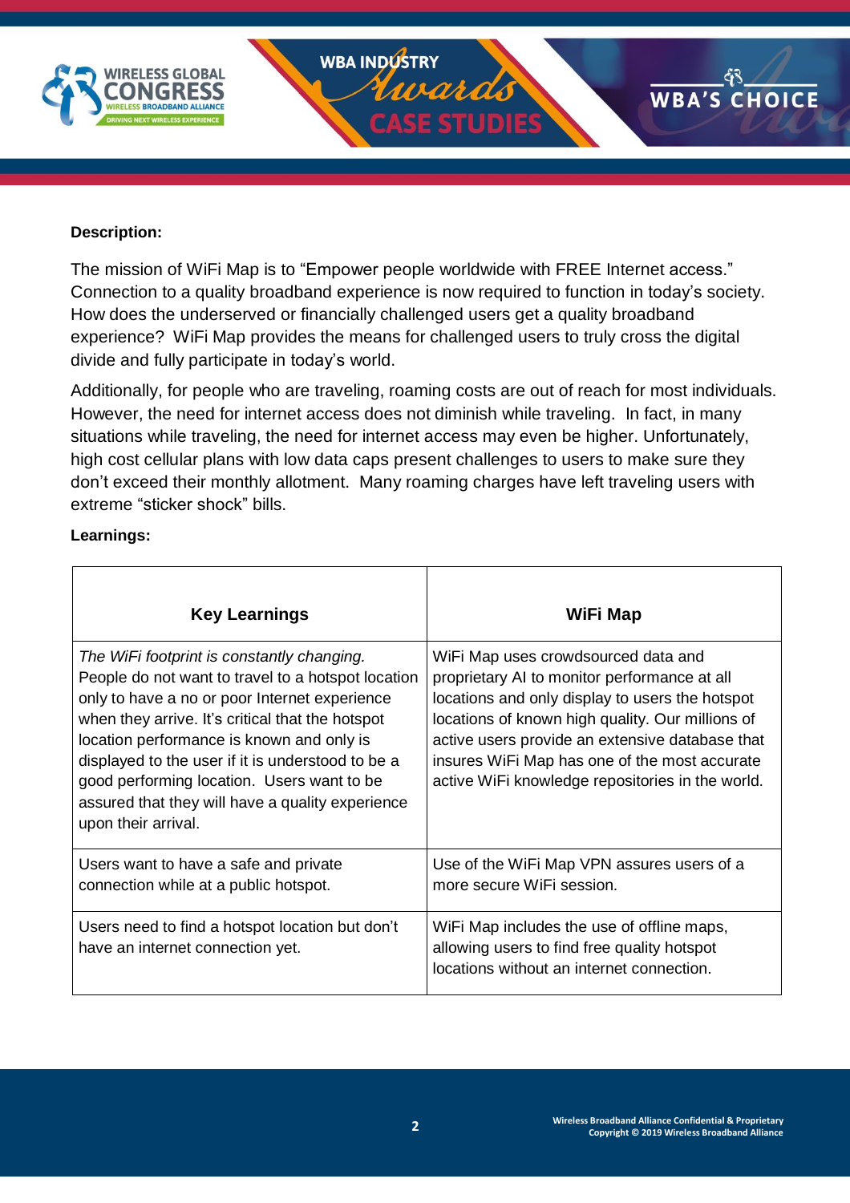**Description:**

The mission of WiFi Map is to “Empower people worldwide with FREE Internet access.” Connection to a quality broadband experience is now required to function in today’s society. How does the underserved or financially challenged users get a quality broadband experience? WiFi Map provides the means for challenged users to truly cross the digital divide and fully participate in today’s world.

Additionally, for people who are traveling, roaming costs are out of reach for most individuals. However, the need for internet access does not diminish while traveling. In fact, in many situations while traveling, the need for internet access may even be higher. Unfortunately, high cost cellular plans with low data caps present challenges to users to make sure they don’t exceed their monthly allotment. Many roaming charges have left traveling users with extreme “sticker shock” bills.

**Learnings:**

| Key Learnings | WiFi Map |
|---|---|
| *The WiFi footprint is constantly changing.* People do not want to travel to a hotspot location only to have a no or poor Internet experience when they arrive. It’s critical that the hotspot location performance is known and only is displayed to the user if it is understood to be a good performing location. Users want to be assured that they will have a quality experience upon their arrival. | WiFi Map uses crowdsourced data and proprietary AI to monitor performance at all locations and only display to users the hotspot locations of known high quality. Our millions of active users provide an extensive database that insures WiFi Map has one of the most accurate active WiFi knowledge repositories in the world. |
| Users want to have a safe and private connection while at a public hotspot. | Use of the WiFi Map VPN assures users of a more secure WiFi session. |
| Users need to find a hotspot location but don’t have an internet connection yet. | WiFi Map includes the use of offline maps, allowing users to find free quality hotspot locations without an internet connection. |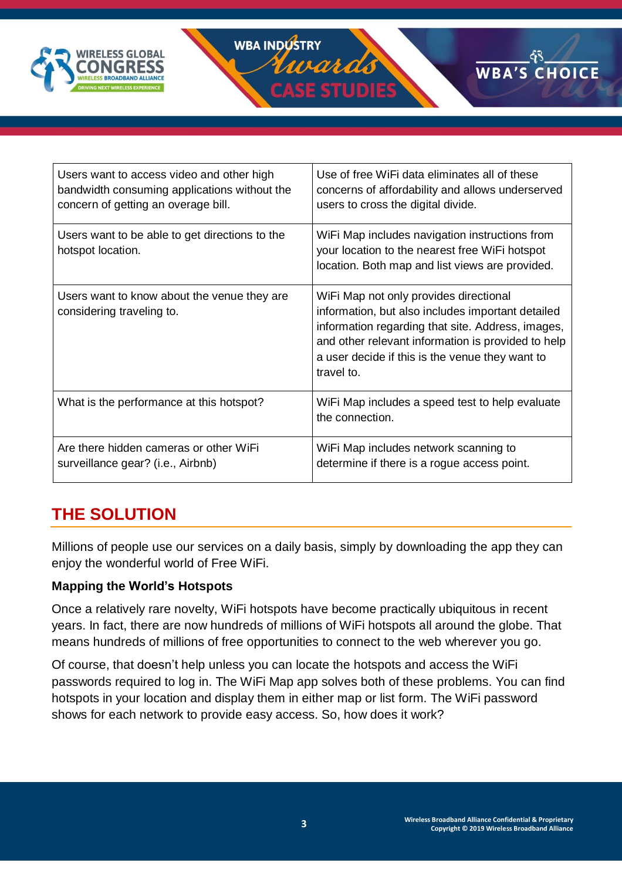| | |
|---|---|
| Users want to access video and other high bandwidth consuming applications without the concern of getting an overage bill. | Use of free WiFi data eliminates all of these concerns of affordability and allows underserved users to cross the digital divide. |
| Users want to be able to get directions to the hotspot location. | WiFi Map includes navigation instructions from your location to the nearest free WiFi hotspot location. Both map and list views are provided. |
| Users want to know about the venue they are considering traveling to. | WiFi Map not only provides directional information, but also includes important detailed information regarding that site. Address, images, and other relevant information is provided to help a user decide if this is the venue they want to travel to. |
| What is the performance at this hotspot? | WiFi Map includes a speed test to help evaluate the connection. |
| Are there hidden cameras or other WiFi surveillance gear? (i.e., Airbnb) | WiFi Map includes network scanning to determine if there is a rogue access point. |

## THE SOLUTION

Millions of people use our services on a daily basis, simply by downloading the app they can enjoy the wonderful world of Free WiFi.

**Mapping the World's Hotspots**

Once a relatively rare novelty, WiFi hotspots have become practically ubiquitous in recent years. In fact, there are now hundreds of millions of WiFi hotspots all around the globe. That means hundreds of millions of free opportunities to connect to the web wherever you go.

Of course, that doesn't help unless you can locate the hotspots and access the WiFi passwords required to log in. The WiFi Map app solves both of these problems. You can find hotspots in your location and display them in either map or list form. The WiFi password shows for each network to provide easy access. So, how does it work?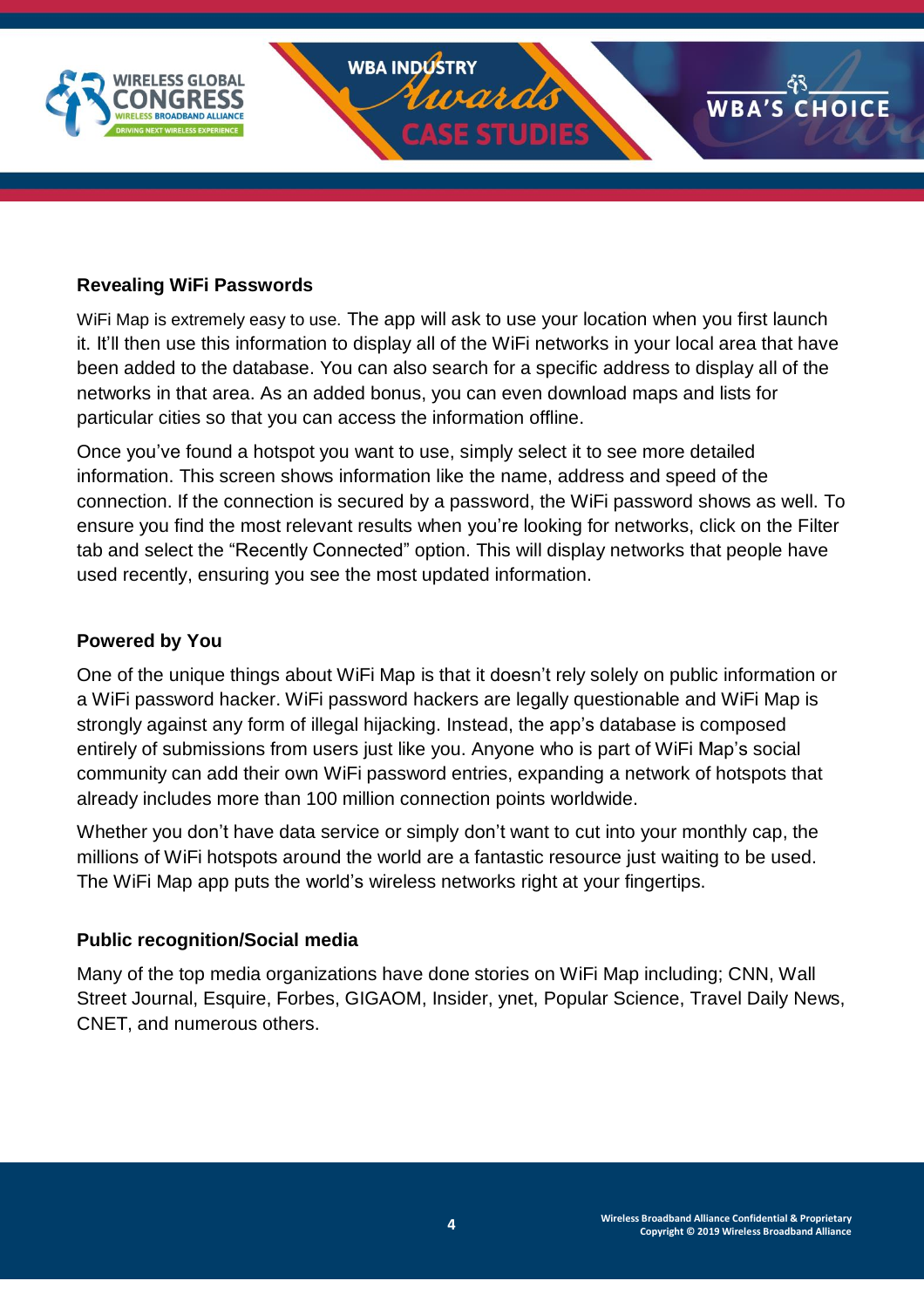**Revealing WiFi Passwords**

WiFi Map is extremely easy to use. The app will ask to use your location when you first launch it. It'll then use this information to display all of the WiFi networks in your local area that have been added to the database. You can also search for a specific address to display all of the networks in that area. As an added bonus, you can even download maps and lists for particular cities so that you can access the information offline.

Once you've found a hotspot you want to use, simply select it to see more detailed information. This screen shows information like the name, address and speed of the connection. If the connection is secured by a password, the WiFi password shows as well. To ensure you find the most relevant results when you're looking for networks, click on the Filter tab and select the "Recently Connected" option. This will display networks that people have used recently, ensuring you see the most updated information.

**Powered by You**

One of the unique things about WiFi Map is that it doesn't rely solely on public information or a WiFi password hacker. WiFi password hackers are legally questionable and WiFi Map is strongly against any form of illegal hijacking. Instead, the app's database is composed entirely of submissions from users just like you. Anyone who is part of WiFi Map's social community can add their own WiFi password entries, expanding a network of hotspots that already includes more than 100 million connection points worldwide.

Whether you don't have data service or simply don't want to cut into your monthly cap, the millions of WiFi hotspots around the world are a fantastic resource just waiting to be used. The WiFi Map app puts the world's wireless networks right at your fingertips.

**Public recognition/Social media**

Many of the top media organizations have done stories on WiFi Map including; CNN, Wall Street Journal, Esquire, Forbes, GIGAOM, Insider, ynet, Popular Science, Travel Daily News, CNET, and numerous others.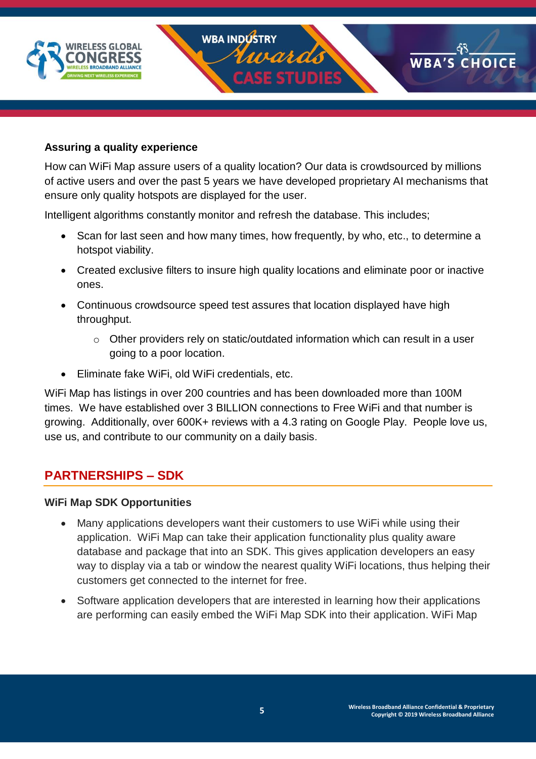**Assuring a quality experience**

How can WiFi Map assure users of a quality location? Our data is crowdsourced by millions of active users and over the past 5 years we have developed proprietary AI mechanisms that ensure only quality hotspots are displayed for the user.

Intelligent algorithms constantly monitor and refresh the database. This includes;

- Scan for last seen and how many times, how frequently, by who, etc., to determine a hotspot viability.
- Created exclusive filters to insure high quality locations and eliminate poor or inactive ones.
- Continuous crowdsource speed test assures that location displayed have high throughput.
    - Other providers rely on static/outdated information which can result in a user going to a poor location.
- Eliminate fake WiFi, old WiFi credentials, etc.

WiFi Map has listings in over 200 countries and has been downloaded more than 100M times. We have established over 3 BILLION connections to Free WiFi and that number is growing. Additionally, over 600K+ reviews with a 4.3 rating on Google Play. People love us, use us, and contribute to our community on a daily basis.

## PARTNERSHIPS – SDK

**WiFi Map SDK Opportunities**

- Many applications developers want their customers to use WiFi while using their application. WiFi Map can take their application functionality plus quality aware database and package that into an SDK. This gives application developers an easy way to display via a tab or window the nearest quality WiFi locations, thus helping their customers get connected to the internet for free.
- Software application developers that are interested in learning how their applications are performing can easily embed the WiFi Map SDK into their application. WiFi Map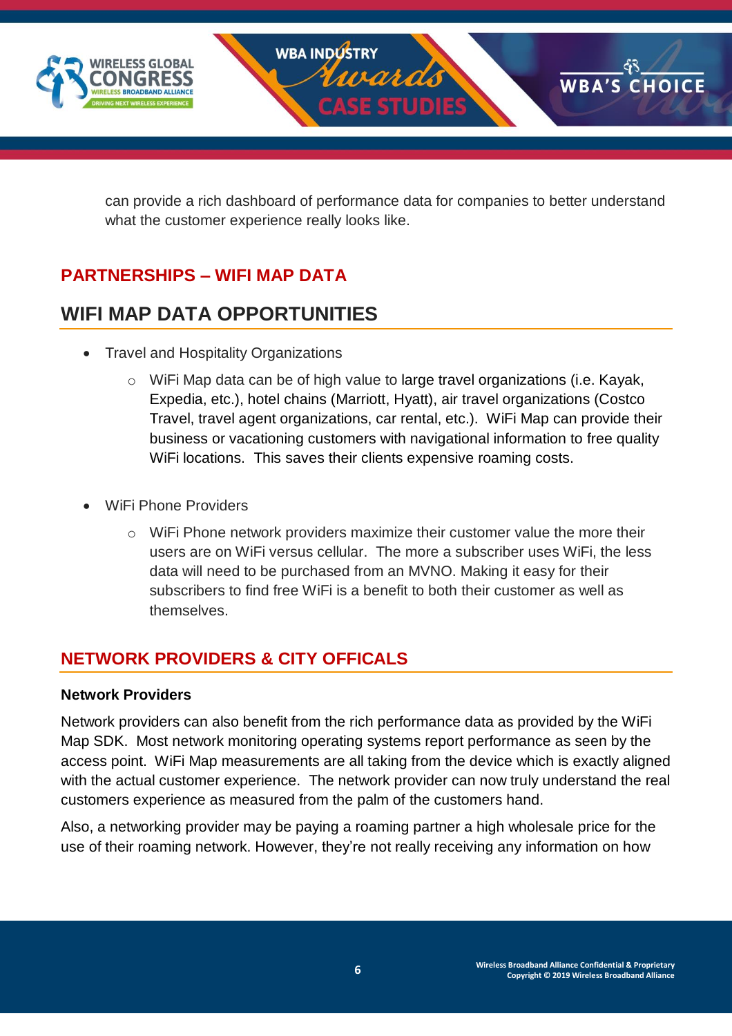can provide a rich dashboard of performance data for companies to better understand what the customer experience really looks like.

## PARTNERSHIPS – WIFI MAP DATA

## WIFI MAP DATA OPPORTUNITIES

- Travel and Hospitality Organizations
  - WiFi Map data can be of high value to large travel organizations (i.e. Kayak, Expedia, etc.), hotel chains (Marriott, Hyatt), air travel organizations (Costco Travel, travel agent organizations, car rental, etc.). WiFi Map can provide their business or vacationing customers with navigational information to free quality WiFi locations. This saves their clients expensive roaming costs.

- WiFi Phone Providers
  - WiFi Phone network providers maximize their customer value the more their users are on WiFi versus cellular. The more a subscriber uses WiFi, the less data will need to be purchased from an MVNO. Making it easy for their subscribers to find free WiFi is a benefit to both their customer as well as themselves.

## NETWORK PROVIDERS & CITY OFFICALS

**Network Providers**

Network providers can also benefit from the rich performance data as provided by the WiFi Map SDK. Most network monitoring operating systems report performance as seen by the access point. WiFi Map measurements are all taking from the device which is exactly aligned with the actual customer experience. The network provider can now truly understand the real customers experience as measured from the palm of the customers hand.

Also, a networking provider may be paying a roaming partner a high wholesale price for the use of their roaming network. However, they're not really receiving any information on how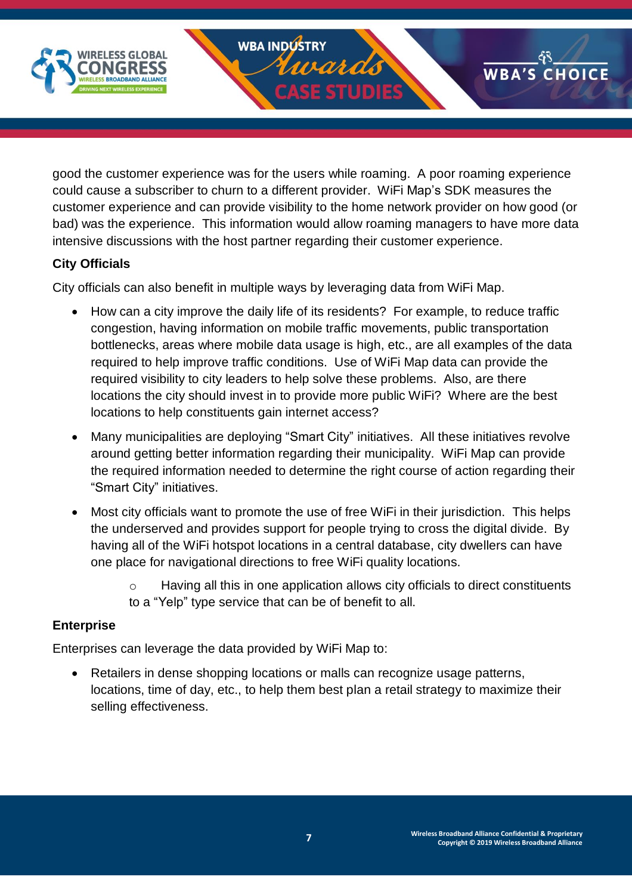good the customer experience was for the users while roaming. A poor roaming experience could cause a subscriber to churn to a different provider. WiFi Map's SDK measures the customer experience and can provide visibility to the home network provider on how good (or bad) was the experience. This information would allow roaming managers to have more data intensive discussions with the host partner regarding their customer experience.

**City Officials**

City officials can also benefit in multiple ways by leveraging data from WiFi Map.

- How can a city improve the daily life of its residents? For example, to reduce traffic congestion, having information on mobile traffic movements, public transportation bottlenecks, areas where mobile data usage is high, etc., are all examples of the data required to help improve traffic conditions. Use of WiFi Map data can provide the required visibility to city leaders to help solve these problems. Also, are there locations the city should invest in to provide more public WiFi? Where are the best locations to help constituents gain internet access?
- Many municipalities are deploying "Smart City" initiatives. All these initiatives revolve around getting better information regarding their municipality. WiFi Map can provide the required information needed to determine the right course of action regarding their "Smart City" initiatives.
- Most city officials want to promote the use of free WiFi in their jurisdiction. This helps the underserved and provides support for people trying to cross the digital divide. By having all of the WiFi hotspot locations in a central database, city dwellers can have one place for navigational directions to free WiFi quality locations.
  - Having all this in one application allows city officials to direct constituents to a "Yelp" type service that can be of benefit to all.

**Enterprise**

Enterprises can leverage the data provided by WiFi Map to:

- Retailers in dense shopping locations or malls can recognize usage patterns, locations, time of day, etc., to help them best plan a retail strategy to maximize their selling effectiveness.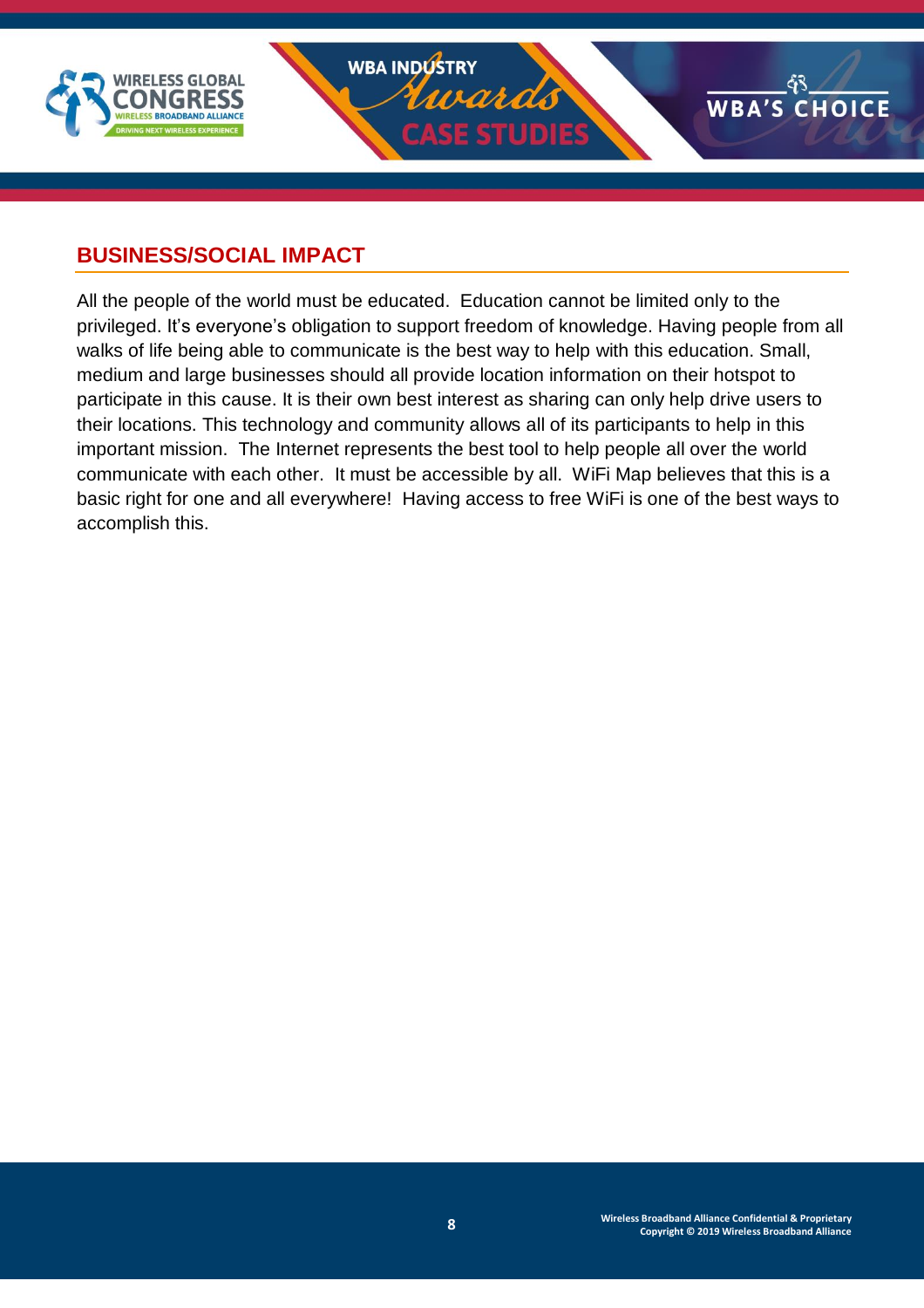## BUSINESS/SOCIAL IMPACT

All the people of the world must be educated. Education cannot be limited only to the privileged. It's everyone's obligation to support freedom of knowledge. Having people from all walks of life being able to communicate is the best way to help with this education. Small, medium and large businesses should all provide location information on their hotspot to participate in this cause. It is their own best interest as sharing can only help drive users to their locations. This technology and community allows all of its participants to help in this important mission. The Internet represents the best tool to help people all over the world communicate with each other. It must be accessible by all. WiFi Map believes that this is a basic right for one and all everywhere! Having access to free WiFi is one of the best ways to accomplish this.